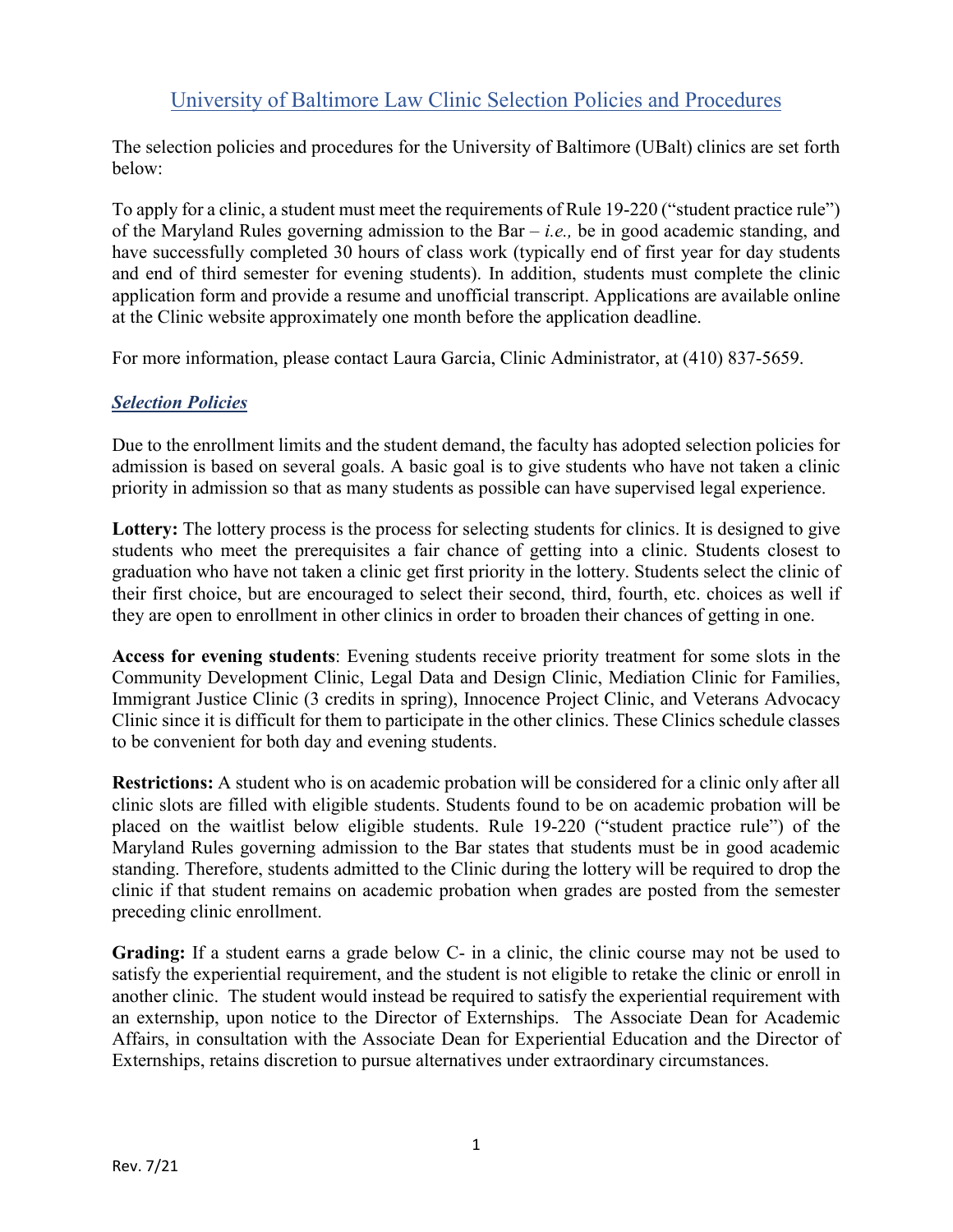# University of Baltimore Law Clinic Selection Policies and Procedures

The selection policies and procedures for the University of Baltimore (UBalt) clinics are set forth below:

To apply for a clinic, a student must meet the requirements of Rule 19-220 ("student practice rule") of the Maryland Rules governing admission to the Bar – *i.e.,* be in good academic standing, and have successfully completed 30 hours of class work (typically end of first year for day students and end of third semester for evening students). In addition, students must complete the clinic application form and provide a resume and unofficial transcript. Applications are available online at the Clinic website approximately one month before the application deadline.

For more information, please contact Laura Garcia, Clinic Administrator, at (410) 837-5659.

## ***Selection Policies***

Due to the enrollment limits and the student demand, the faculty has adopted selection policies for admission is based on several goals. A basic goal is to give students who have not taken a clinic priority in admission so that as many students as possible can have supervised legal experience.

**Lottery:** The lottery process is the process for selecting students for clinics. It is designed to give students who meet the prerequisites a fair chance of getting into a clinic. Students closest to graduation who have not taken a clinic get first priority in the lottery. Students select the clinic of their first choice, but are encouraged to select their second, third, fourth, etc. choices as well if they are open to enrollment in other clinics in order to broaden their chances of getting in one.

**Access for evening students**: Evening students receive priority treatment for some slots in the Community Development Clinic, Legal Data and Design Clinic, Mediation Clinic for Families, Immigrant Justice Clinic (3 credits in spring), Innocence Project Clinic, and Veterans Advocacy Clinic since it is difficult for them to participate in the other clinics. These Clinics schedule classes to be convenient for both day and evening students.

**Restrictions:** A student who is on academic probation will be considered for a clinic only after all clinic slots are filled with eligible students. Students found to be on academic probation will be placed on the waitlist below eligible students. Rule 19-220 ("student practice rule") of the Maryland Rules governing admission to the Bar states that students must be in good academic standing. Therefore, students admitted to the Clinic during the lottery will be required to drop the clinic if that student remains on academic probation when grades are posted from the semester preceding clinic enrollment.

**Grading:** If a student earns a grade below C- in a clinic, the clinic course may not be used to satisfy the experiential requirement, and the student is not eligible to retake the clinic or enroll in another clinic. The student would instead be required to satisfy the experiential requirement with an externship, upon notice to the Director of Externships. The Associate Dean for Academic Affairs, in consultation with the Associate Dean for Experiential Education and the Director of Externships, retains discretion to pursue alternatives under extraordinary circumstances.

Rev. 7/21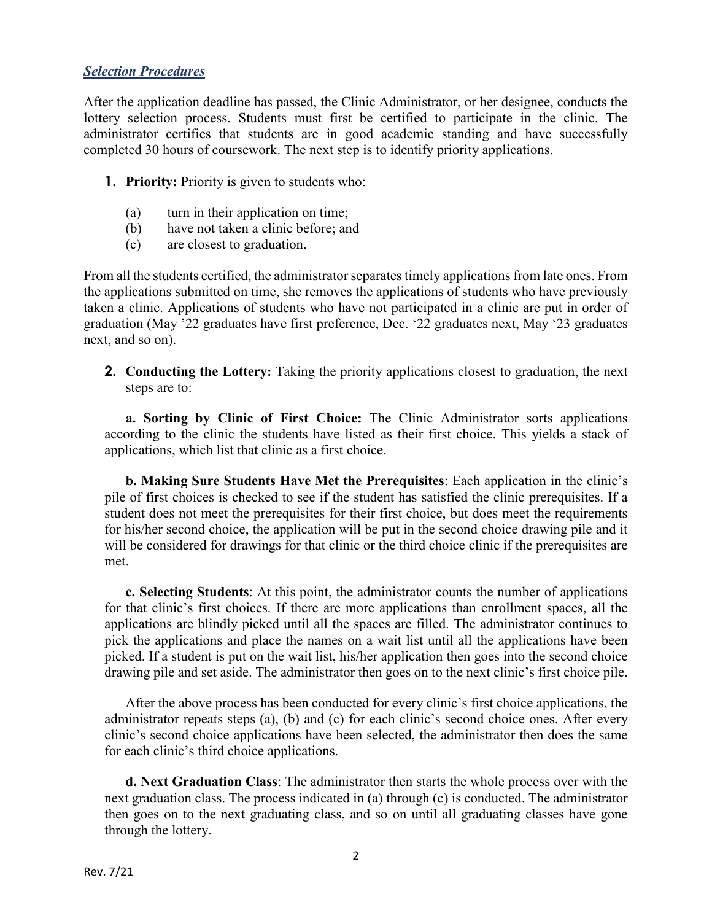### ***Selection Procedures***

After the application deadline has passed, the Clinic Administrator, or her designee, conducts the lottery selection process. Students must first be certified to participate in the clinic. The administrator certifies that students are in good academic standing and have successfully completed 30 hours of coursework. The next step is to identify priority applications.

1. **Priority:** Priority is given to students who:

   (a) turn in their application on time;
   (b) have not taken a clinic before; and
   (c) are closest to graduation.

From all the students certified, the administrator separates timely applications from late ones. From the applications submitted on time, she removes the applications of students who have previously taken a clinic. Applications of students who have not participated in a clinic are put in order of graduation (May '22 graduates have first preference, Dec. '22 graduates next, May '23 graduates next, and so on).

2. **Conducting the Lottery:** Taking the priority applications closest to graduation, the next steps are to:

**a. Sorting by Clinic of First Choice:** The Clinic Administrator sorts applications according to the clinic the students have listed as their first choice. This yields a stack of applications, which list that clinic as a first choice.

**b. Making Sure Students Have Met the Prerequisites**: Each application in the clinic's pile of first choices is checked to see if the student has satisfied the clinic prerequisites. If a student does not meet the prerequisites for their first choice, but does meet the requirements for his/her second choice, the application will be put in the second choice drawing pile and it will be considered for drawings for that clinic or the third choice clinic if the prerequisites are met.

**c. Selecting Students**: At this point, the administrator counts the number of applications for that clinic's first choices. If there are more applications than enrollment spaces, all the applications are blindly picked until all the spaces are filled. The administrator continues to pick the applications and place the names on a wait list until all the applications have been picked. If a student is put on the wait list, his/her application then goes into the second choice drawing pile and set aside. The administrator then goes on to the next clinic's first choice pile.

After the above process has been conducted for every clinic's first choice applications, the administrator repeats steps (a), (b) and (c) for each clinic's second choice ones. After every clinic's second choice applications have been selected, the administrator then does the same for each clinic's third choice applications.

**d. Next Graduation Class**: The administrator then starts the whole process over with the next graduation class. The process indicated in (a) through (c) is conducted. The administrator then goes on to the next graduating class, and so on until all graduating classes have gone through the lottery.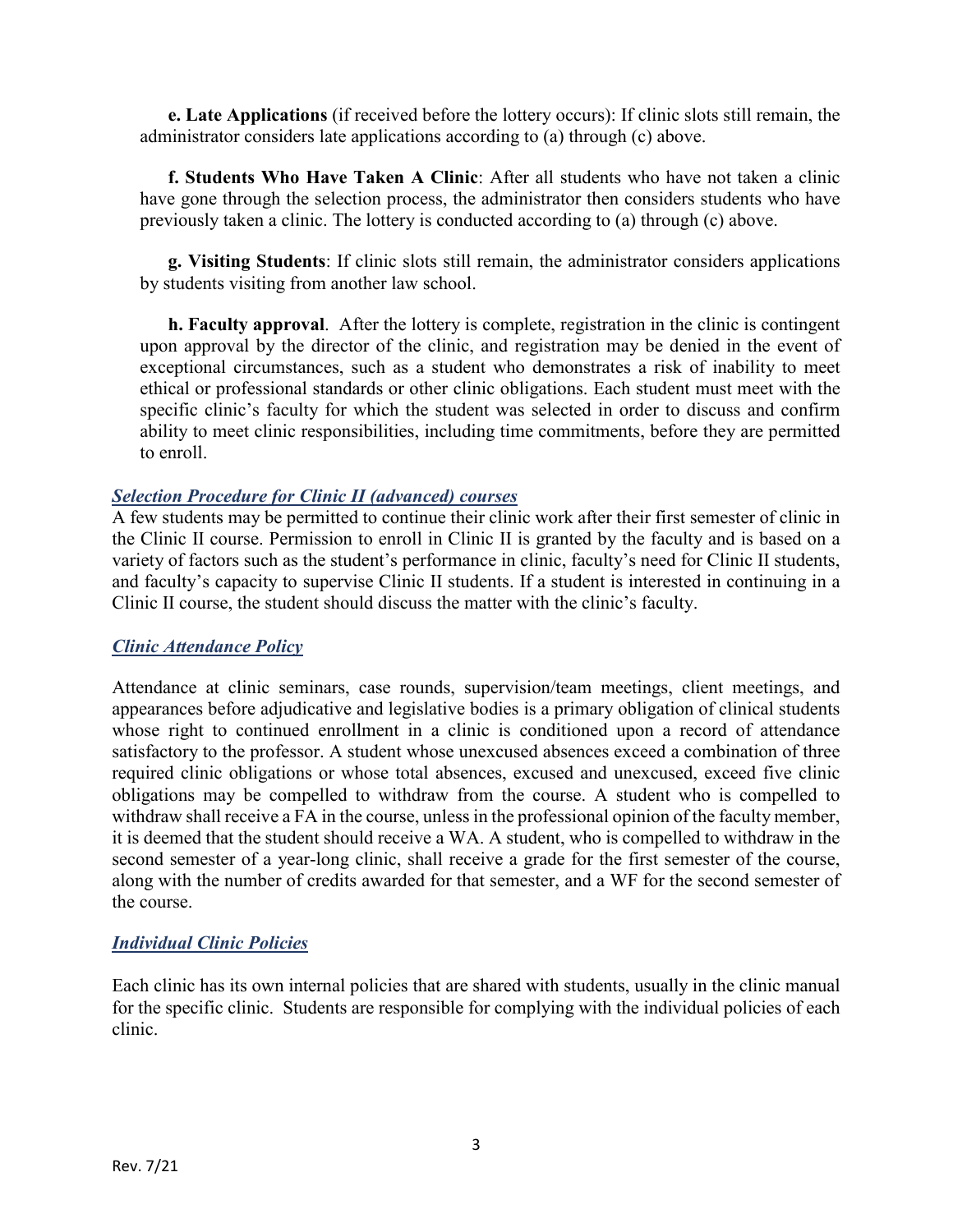**e. Late Applications** (if received before the lottery occurs): If clinic slots still remain, the administrator considers late applications according to (a) through (c) above.

**f. Students Who Have Taken A Clinic**: After all students who have not taken a clinic have gone through the selection process, the administrator then considers students who have previously taken a clinic. The lottery is conducted according to (a) through (c) above.

**g. Visiting Students**: If clinic slots still remain, the administrator considers applications by students visiting from another law school.

**h. Faculty approval**. After the lottery is complete, registration in the clinic is contingent upon approval by the director of the clinic, and registration may be denied in the event of exceptional circumstances, such as a student who demonstrates a risk of inability to meet ethical or professional standards or other clinic obligations. Each student must meet with the specific clinic's faculty for which the student was selected in order to discuss and confirm ability to meet clinic responsibilities, including time commitments, before they are permitted to enroll.

### ***Selection Procedure for Clinic II (advanced) courses***

A few students may be permitted to continue their clinic work after their first semester of clinic in the Clinic II course. Permission to enroll in Clinic II is granted by the faculty and is based on a variety of factors such as the student's performance in clinic, faculty's need for Clinic II students, and faculty's capacity to supervise Clinic II students. If a student is interested in continuing in a Clinic II course, the student should discuss the matter with the clinic's faculty.

### ***Clinic Attendance Policy***

Attendance at clinic seminars, case rounds, supervision/team meetings, client meetings, and appearances before adjudicative and legislative bodies is a primary obligation of clinical students whose right to continued enrollment in a clinic is conditioned upon a record of attendance satisfactory to the professor. A student whose unexcused absences exceed a combination of three required clinic obligations or whose total absences, excused and unexcused, exceed five clinic obligations may be compelled to withdraw from the course. A student who is compelled to withdraw shall receive a FA in the course, unless in the professional opinion of the faculty member, it is deemed that the student should receive a WA. A student, who is compelled to withdraw in the second semester of a year-long clinic, shall receive a grade for the first semester of the course, along with the number of credits awarded for that semester, and a WF for the second semester of the course.

### ***Individual Clinic Policies***

Each clinic has its own internal policies that are shared with students, usually in the clinic manual for the specific clinic. Students are responsible for complying with the individual policies of each clinic.

Rev. 7/21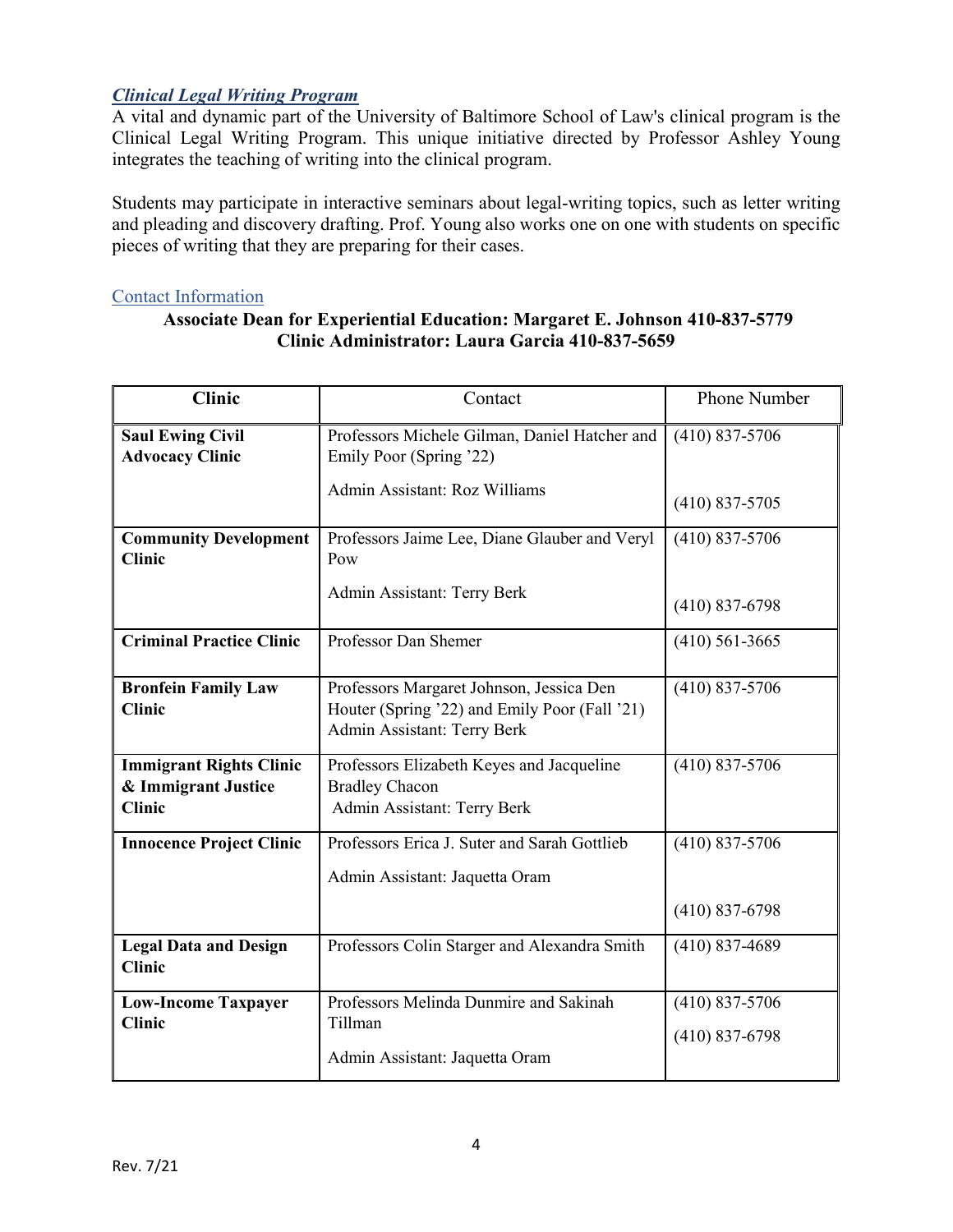## *Clinical Legal Writing Program*

A vital and dynamic part of the University of Baltimore School of Law's clinical program is the Clinical Legal Writing Program. This unique initiative directed by Professor Ashley Young integrates the teaching of writing into the clinical program.

Students may participate in interactive seminars about legal-writing topics, such as letter writing and pleading and discovery drafting. Prof. Young also works one on one with students on specific pieces of writing that they are preparing for their cases.

### Contact Information

**Associate Dean for Experiential Education: Margaret E. Johnson 410-837-5779**
**Clinic Administrator: Laura Garcia 410-837-5659**

| Clinic | Contact | Phone Number |
|---|---|---|
| **Saul Ewing Civil Advocacy Clinic** | Professors Michele Gilman, Daniel Hatcher and Emily Poor (Spring '22)<br>Admin Assistant: Roz Williams | (410) 837-5706<br>(410) 837-5705 |
| **Community Development Clinic** | Professors Jaime Lee, Diane Glauber and Veryl Pow<br>Admin Assistant: Terry Berk | (410) 837-5706<br>(410) 837-6798 |
| **Criminal Practice Clinic** | Professor Dan Shemer | (410) 561-3665 |
| **Bronfein Family Law Clinic** | Professors Margaret Johnson, Jessica Den Houter (Spring '22) and Emily Poor (Fall '21)<br>Admin Assistant: Terry Berk | (410) 837-5706 |
| **Immigrant Rights Clinic & Immigrant Justice Clinic** | Professors Elizabeth Keyes and Jacqueline Bradley Chacon<br>Admin Assistant: Terry Berk | (410) 837-5706 |
| **Innocence Project Clinic** | Professors Erica J. Suter and Sarah Gottlieb<br>Admin Assistant: Jaquetta Oram | (410) 837-5706<br>(410) 837-6798 |
| **Legal Data and Design Clinic** | Professors Colin Starger and Alexandra Smith | (410) 837-4689 |
| **Low-Income Taxpayer Clinic** | Professors Melinda Dunmire and Sakinah Tillman<br>Admin Assistant: Jaquetta Oram | (410) 837-5706<br>(410) 837-6798 |

Rev. 7/21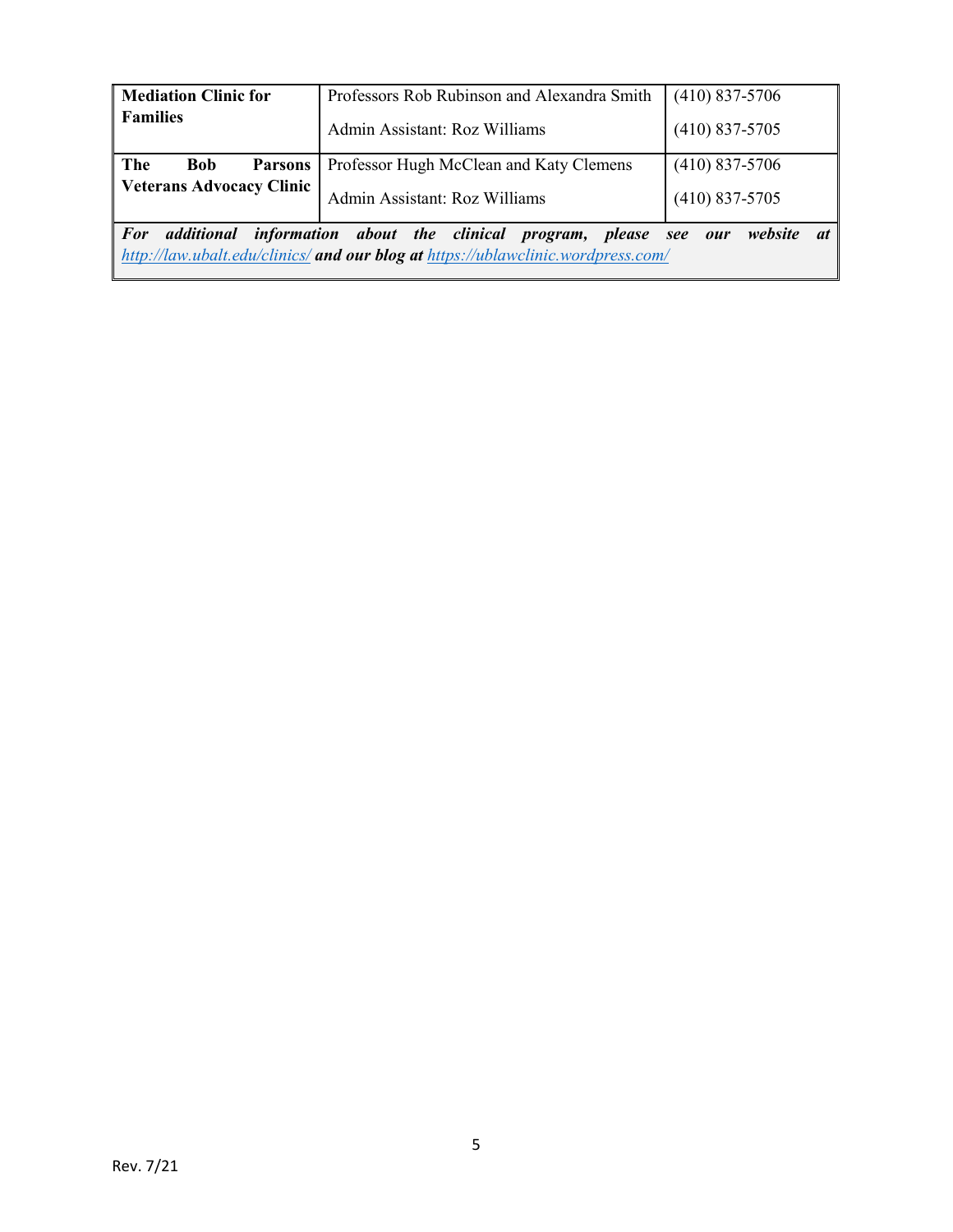| | | |
|---|---|---|
| **Mediation Clinic for Families** | Professors Rob Rubinson and Alexandra Smith<br><br>Admin Assistant: Roz Williams | (410) 837-5706<br><br>(410) 837-5705 |
| **The Bob Parsons Veterans Advocacy Clinic** | Professor Hugh McClean and Katy Clemens<br><br>Admin Assistant: Roz Williams | (410) 837-5706<br><br>(410) 837-5705 |
| ***For additional information about the clinical program, please see our website at*** *http://law.ubalt.edu/clinics/* ***and our blog at*** *https://ublawclinic.wordpress.com/* | | |

Rev. 7/21